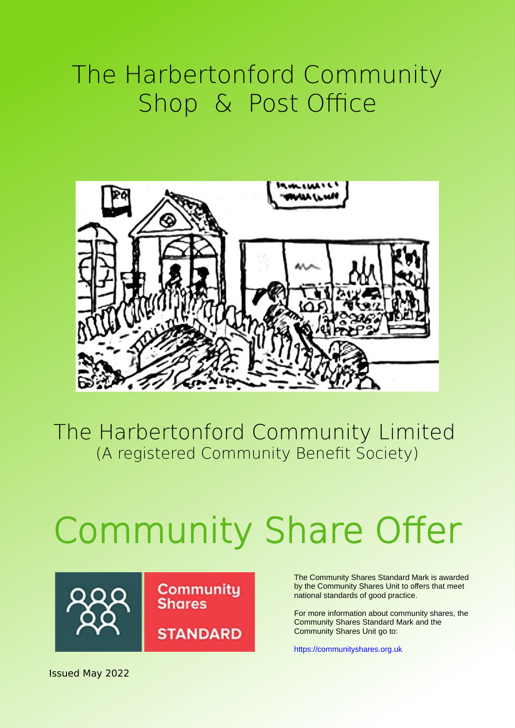# The Harbertonford Community Shop & Post Office

## The Harbertonford Community Limited

(A registered Community Benefit Society)

# Community Share Offer

Community Shares STANDARD

The Community Shares Standard Mark is awarded by the Community Shares Unit to offers that meet national standards of good practice.

For more information about community shares, the Community Shares Standard Mark and the Community Shares Unit go to:

https://communityshares.org.uk

Issued May 2022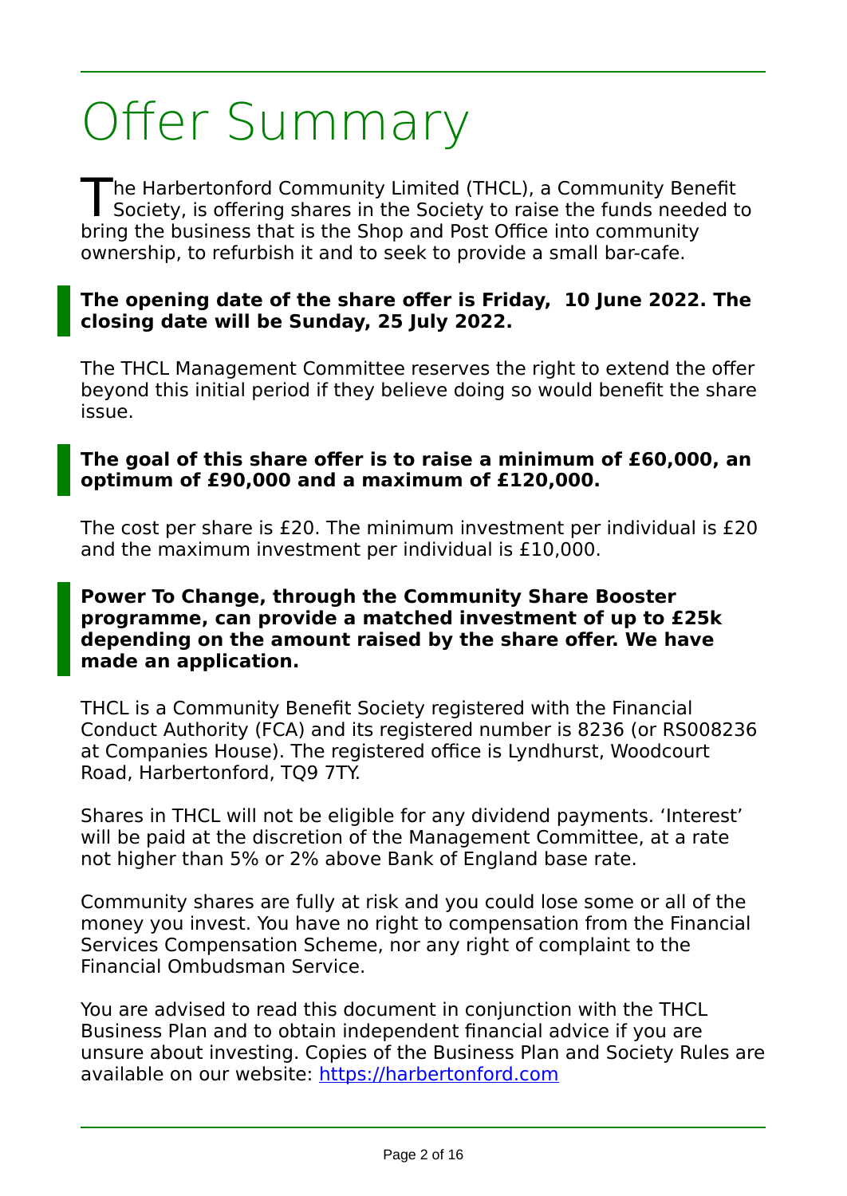# Offer Summary

The Harbertonford Community Limited (THCL), a Community Benefit Society, is offering shares in the Society to raise the funds needed to bring the business that is the Shop and Post Office into community ownership, to refurbish it and to seek to provide a small bar-cafe.

**The opening date of the share offer is Friday, 10 June 2022. The closing date will be Sunday, 25 July 2022.**

The THCL Management Committee reserves the right to extend the offer beyond this initial period if they believe doing so would benefit the share issue.

**The goal of this share offer is to raise a minimum of £60,000, an optimum of £90,000 and a maximum of £120,000.**

The cost per share is £20. The minimum investment per individual is £20 and the maximum investment per individual is £10,000.

**Power To Change, through the Community Share Booster programme, can provide a matched investment of up to £25k depending on the amount raised by the share offer. We have made an application.**

THCL is a Community Benefit Society registered with the Financial Conduct Authority (FCA) and its registered number is 8236 (or RS008236 at Companies House). The registered office is Lyndhurst, Woodcourt Road, Harbertonford, TQ9 7TY.

Shares in THCL will not be eligible for any dividend payments. 'Interest' will be paid at the discretion of the Management Committee, at a rate not higher than 5% or 2% above Bank of England base rate.

Community shares are fully at risk and you could lose some or all of the money you invest. You have no right to compensation from the Financial Services Compensation Scheme, nor any right of complaint to the Financial Ombudsman Service.

You are advised to read this document in conjunction with the THCL Business Plan and to obtain independent financial advice if you are unsure about investing. Copies of the Business Plan and Society Rules are available on our website: [https://harbertonford.com](https://harbertonford.com)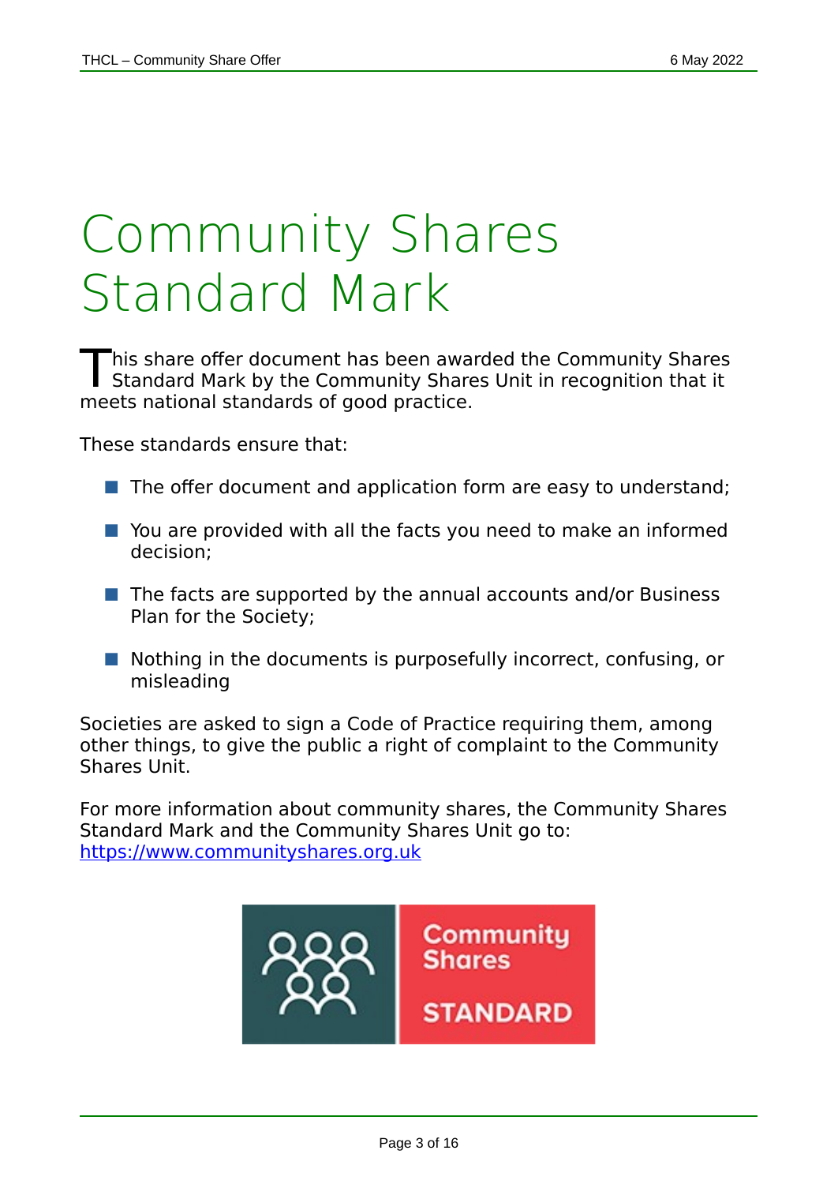# Community Shares Standard Mark

This share offer document has been awarded the Community Shares Standard Mark by the Community Shares Unit in recognition that it meets national standards of good practice.

These standards ensure that:

- The offer document and application form are easy to understand;
- You are provided with all the facts you need to make an informed decision;
- The facts are supported by the annual accounts and/or Business Plan for the Society;
- Nothing in the documents is purposefully incorrect, confusing, or misleading

Societies are asked to sign a Code of Practice requiring them, among other things, to give the public a right of complaint to the Community Shares Unit.

For more information about community shares, the Community Shares Standard Mark and the Community Shares Unit go to: https://www.communityshares.org.uk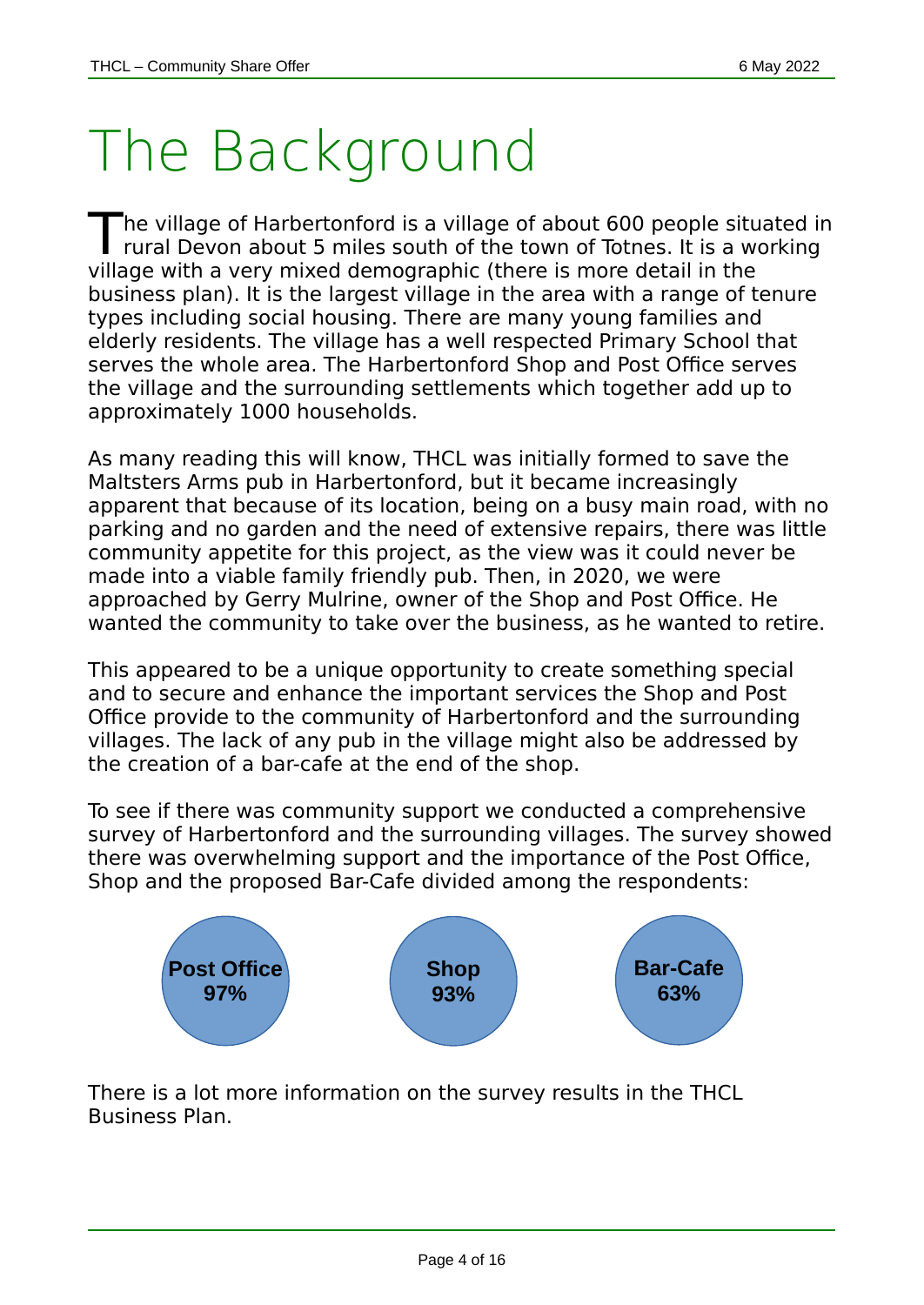# The Background

The village of Harbertonford is a village of about 600 people situated in rural Devon about 5 miles south of the town of Totnes. It is a working village with a very mixed demographic (there is more detail in the business plan). It is the largest village in the area with a range of tenure types including social housing. There are many young families and elderly residents. The village has a well respected Primary School that serves the whole area. The Harbertonford Shop and Post Office serves the village and the surrounding settlements which together add up to approximately 1000 households.

As many reading this will know, THCL was initially formed to save the Maltsters Arms pub in Harbertonford, but it became increasingly apparent that because of its location, being on a busy main road, with no parking and no garden and the need of extensive repairs, there was little community appetite for this project, as the view was it could never be made into a viable family friendly pub. Then, in 2020, we were approached by Gerry Mulrine, owner of the Shop and Post Office. He wanted the community to take over the business, as he wanted to retire.

This appeared to be a unique opportunity to create something special and to secure and enhance the important services the Shop and Post Office provide to the community of Harbertonford and the surrounding villages. The lack of any pub in the village might also be addressed by the creation of a bar-cafe at the end of the shop.

To see if there was community support we conducted a comprehensive survey of Harbertonford and the surrounding villages. The survey showed there was overwhelming support and the importance of the Post Office, Shop and the proposed Bar-Cafe divided among the respondents:

**Post Office 97%** | **Shop 93%** | **Bar-Cafe 63%**

There is a lot more information on the survey results in the THCL Business Plan.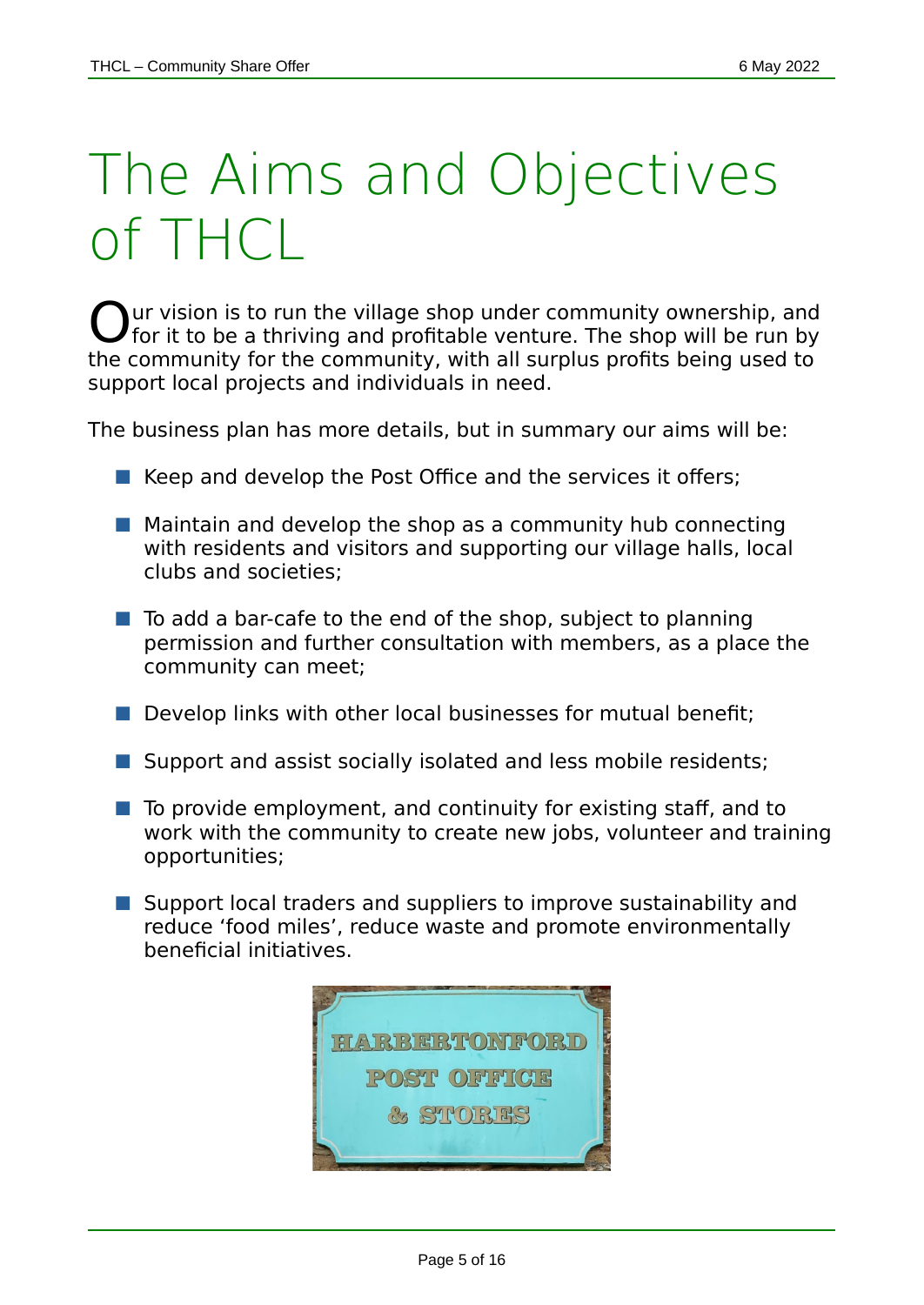# The Aims and Objectives of THCL

Our vision is to run the village shop under community ownership, and for it to be a thriving and profitable venture. The shop will be run by the community for the community, with all surplus profits being used to support local projects and individuals in need.

The business plan has more details, but in summary our aims will be:

- Keep and develop the Post Office and the services it offers;
- Maintain and develop the shop as a community hub connecting with residents and visitors and supporting our village halls, local clubs and societies;
- To add a bar-cafe to the end of the shop, subject to planning permission and further consultation with members, as a place the community can meet;
- Develop links with other local businesses for mutual benefit;
- Support and assist socially isolated and less mobile residents;
- To provide employment, and continuity for existing staff, and to work with the community to create new jobs, volunteer and training opportunities;
- Support local traders and suppliers to improve sustainability and reduce 'food miles', reduce waste and promote environmentally beneficial initiatives.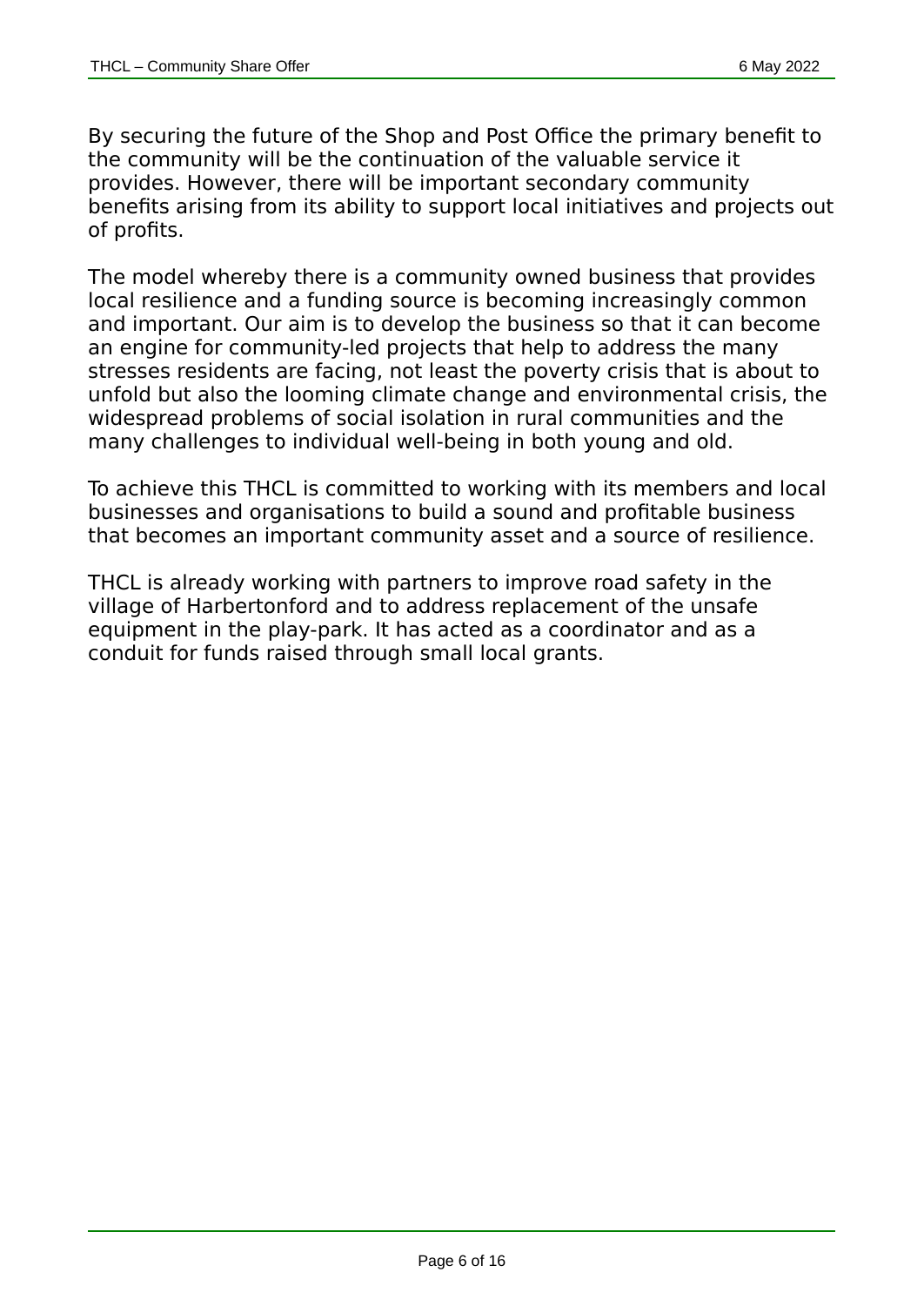By securing the future of the Shop and Post Office the primary benefit to the community will be the continuation of the valuable service it provides. However, there will be important secondary community benefits arising from its ability to support local initiatives and projects out of profits.

The model whereby there is a community owned business that provides local resilience and a funding source is becoming increasingly common and important. Our aim is to develop the business so that it can become an engine for community-led projects that help to address the many stresses residents are facing, not least the poverty crisis that is about to unfold but also the looming climate change and environmental crisis, the widespread problems of social isolation in rural communities and the many challenges to individual well-being in both young and old.

To achieve this THCL is committed to working with its members and local businesses and organisations to build a sound and profitable business that becomes an important community asset and a source of resilience.

THCL is already working with partners to improve road safety in the village of Harbertonford and to address replacement of the unsafe equipment in the play-park. It has acted as a coordinator and as a conduit for funds raised through small local grants.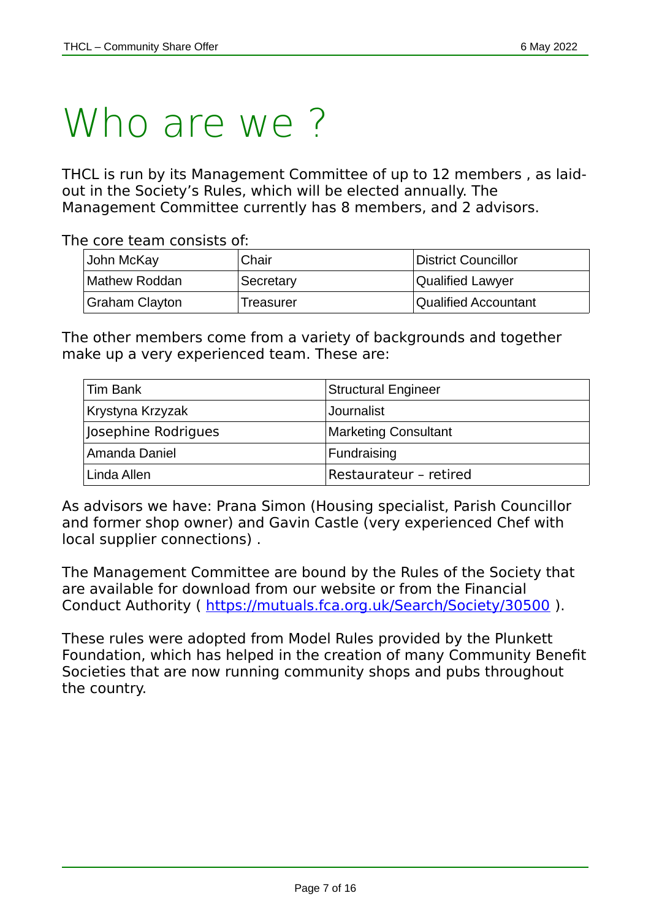# Who are we ?

THCL is run by its Management Committee of up to 12 members , as laid-out in the Society's Rules, which will be elected annually. The Management Committee currently has 8 members, and 2 advisors.

The core team consists of:

| John McKay | Chair | District Councillor |
|---|---|---|
| Mathew Roddan | Secretary | Qualified Lawyer |
| Graham Clayton | Treasurer | Qualified Accountant |

The other members come from a variety of backgrounds and together make up a very experienced team. These are:

| Tim Bank | Structural Engineer |
|---|---|
| Krystyna Krzyzak | Journalist |
| Josephine Rodrigues | Marketing Consultant |
| Amanda Daniel | Fundraising |
| Linda Allen | Restaurateur – retired |

As advisors we have: Prana Simon (Housing specialist, Parish Councillor and former shop owner) and Gavin Castle (very experienced Chef with local supplier connections) .

The Management Committee are bound by the Rules of the Society that are available for download from our website or from the Financial Conduct Authority ( https://mutuals.fca.org.uk/Search/Society/30500 ).

These rules were adopted from Model Rules provided by the Plunkett Foundation, which has helped in the creation of many Community Benefit Societies that are now running community shops and pubs throughout the country.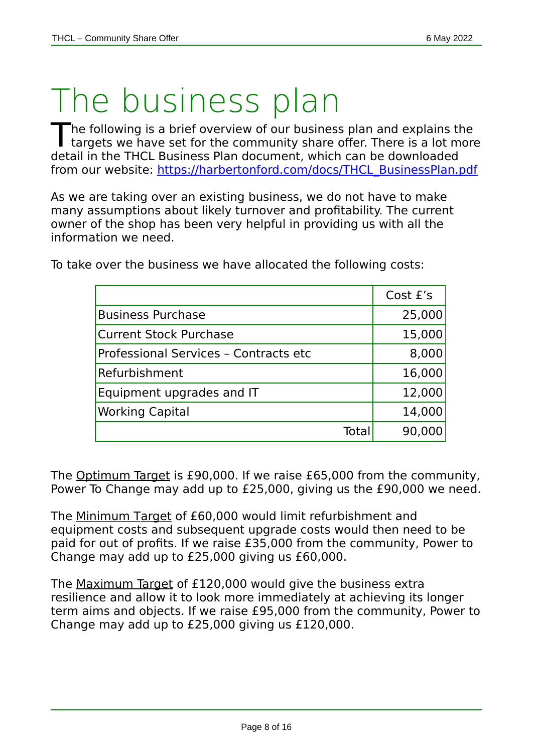# The business plan

The following is a brief overview of our business plan and explains the targets we have set for the community share offer. There is a lot more detail in the THCL Business Plan document, which can be downloaded from our website: [https://harbertonford.com/docs/THCL_BusinessPlan.pdf](https://harbertonford.com/docs/THCL_BusinessPlan.pdf)

As we are taking over an existing business, we do not have to make many assumptions about likely turnover and profitability. The current owner of the shop has been very helpful in providing us with all the information we need.

To take over the business we have allocated the following costs:

| | Cost £'s |
|---|---:|
| Business Purchase | 25,000 |
| Current Stock Purchase | 15,000 |
| Professional Services – Contracts etc | 8,000 |
| Refurbishment | 16,000 |
| Equipment upgrades and IT | 12,000 |
| Working Capital | 14,000 |
| Total | 90,000 |

The <u>Optimum Target</u> is £90,000. If we raise £65,000 from the community, Power To Change may add up to £25,000, giving us the £90,000 we need.

The <u>Minimum Target</u> of £60,000 would limit refurbishment and equipment costs and subsequent upgrade costs would then need to be paid for out of profits. If we raise £35,000 from the community, Power to Change may add up to £25,000 giving us £60,000.

The <u>Maximum Target</u> of £120,000 would give the business extra resilience and allow it to look more immediately at achieving its longer term aims and objects. If we raise £95,000 from the community, Power to Change may add up to £25,000 giving us £120,000.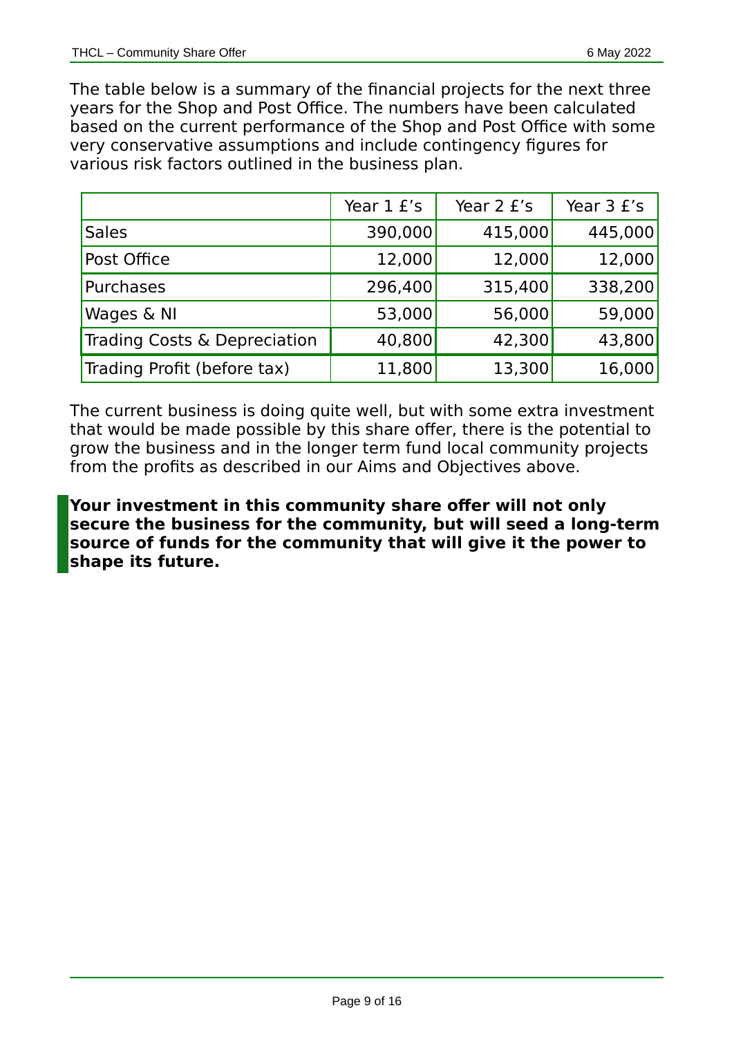The table below is a summary of the financial projects for the next three years for the Shop and Post Office. The numbers have been calculated based on the current performance of the Shop and Post Office with some very conservative assumptions and include contingency figures for various risk factors outlined in the business plan.

| | Year 1 £'s | Year 2 £'s | Year 3 £'s |
|---|---:|---:|---:|
| Sales | 390,000 | 415,000 | 445,000 |
| Post Office | 12,000 | 12,000 | 12,000 |
| Purchases | 296,400 | 315,400 | 338,200 |
| Wages & NI | 53,000 | 56,000 | 59,000 |
| Trading Costs & Depreciation | 40,800 | 42,300 | 43,800 |
| Trading Profit (before tax) | 11,800 | 13,300 | 16,000 |

The current business is doing quite well, but with some extra investment that would be made possible by this share offer, there is the potential to grow the business and in the longer term fund local community projects from the profits as described in our Aims and Objectives above.

**Your investment in this community share offer will not only secure the business for the community, but will seed a long-term source of funds for the community that will give it the power to shape its future.**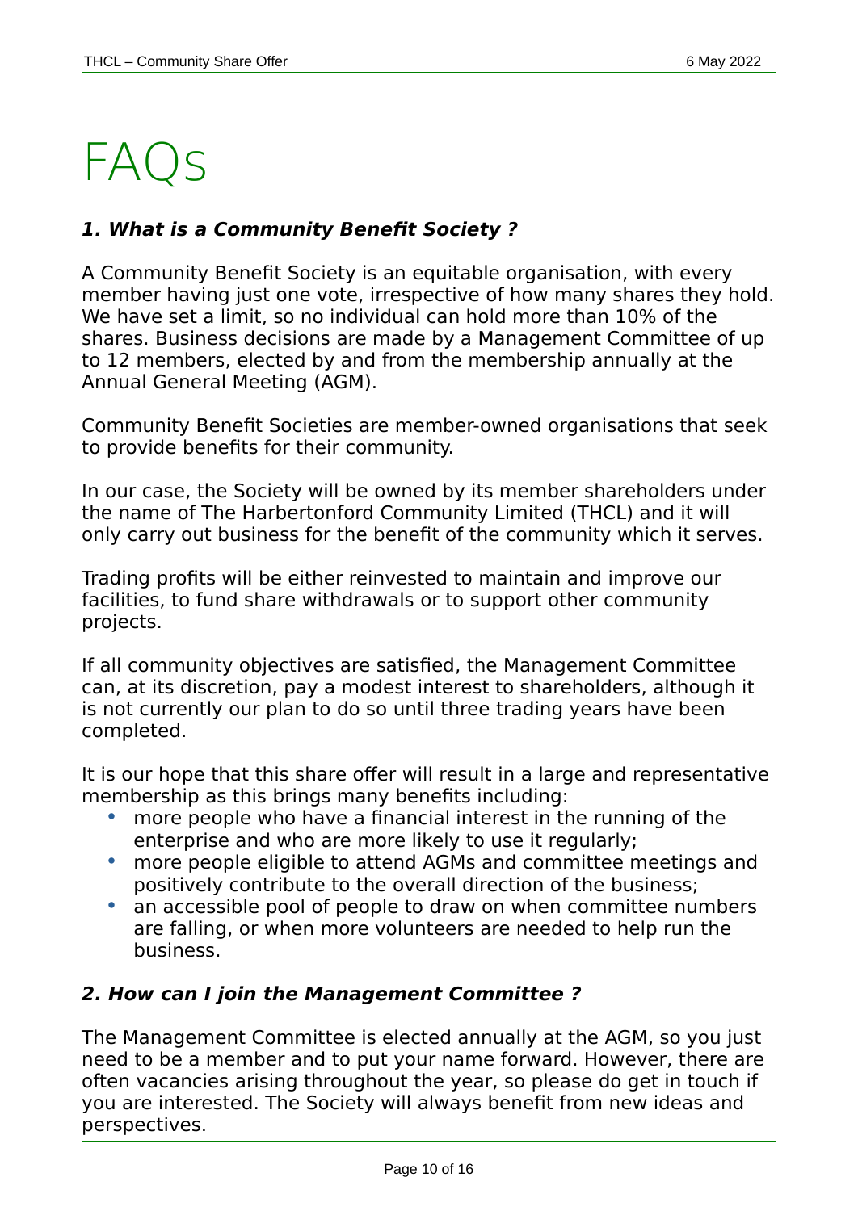# FAQs

### ***1. What is a Community Benefit Society ?***

A Community Benefit Society is an equitable organisation, with every member having just one vote, irrespective of how many shares they hold. We have set a limit, so no individual can hold more than 10% of the shares. Business decisions are made by a Management Committee of up to 12 members, elected by and from the membership annually at the Annual General Meeting (AGM).

Community Benefit Societies are member-owned organisations that seek to provide benefits for their community.

In our case, the Society will be owned by its member shareholders under the name of The Harbertonford Community Limited (THCL) and it will only carry out business for the benefit of the community which it serves.

Trading profits will be either reinvested to maintain and improve our facilities, to fund share withdrawals or to support other community projects.

If all community objectives are satisfied, the Management Committee can, at its discretion, pay a modest interest to shareholders, although it is not currently our plan to do so until three trading years have been completed.

It is our hope that this share offer will result in a large and representative membership as this brings many benefits including:

- more people who have a financial interest in the running of the enterprise and who are more likely to use it regularly;
- more people eligible to attend AGMs and committee meetings and positively contribute to the overall direction of the business;
- an accessible pool of people to draw on when committee numbers are falling, or when more volunteers are needed to help run the business.

### ***2. How can I join the Management Committee ?***

The Management Committee is elected annually at the AGM, so you just need to be a member and to put your name forward. However, there are often vacancies arising throughout the year, so please do get in touch if you are interested. The Society will always benefit from new ideas and perspectives.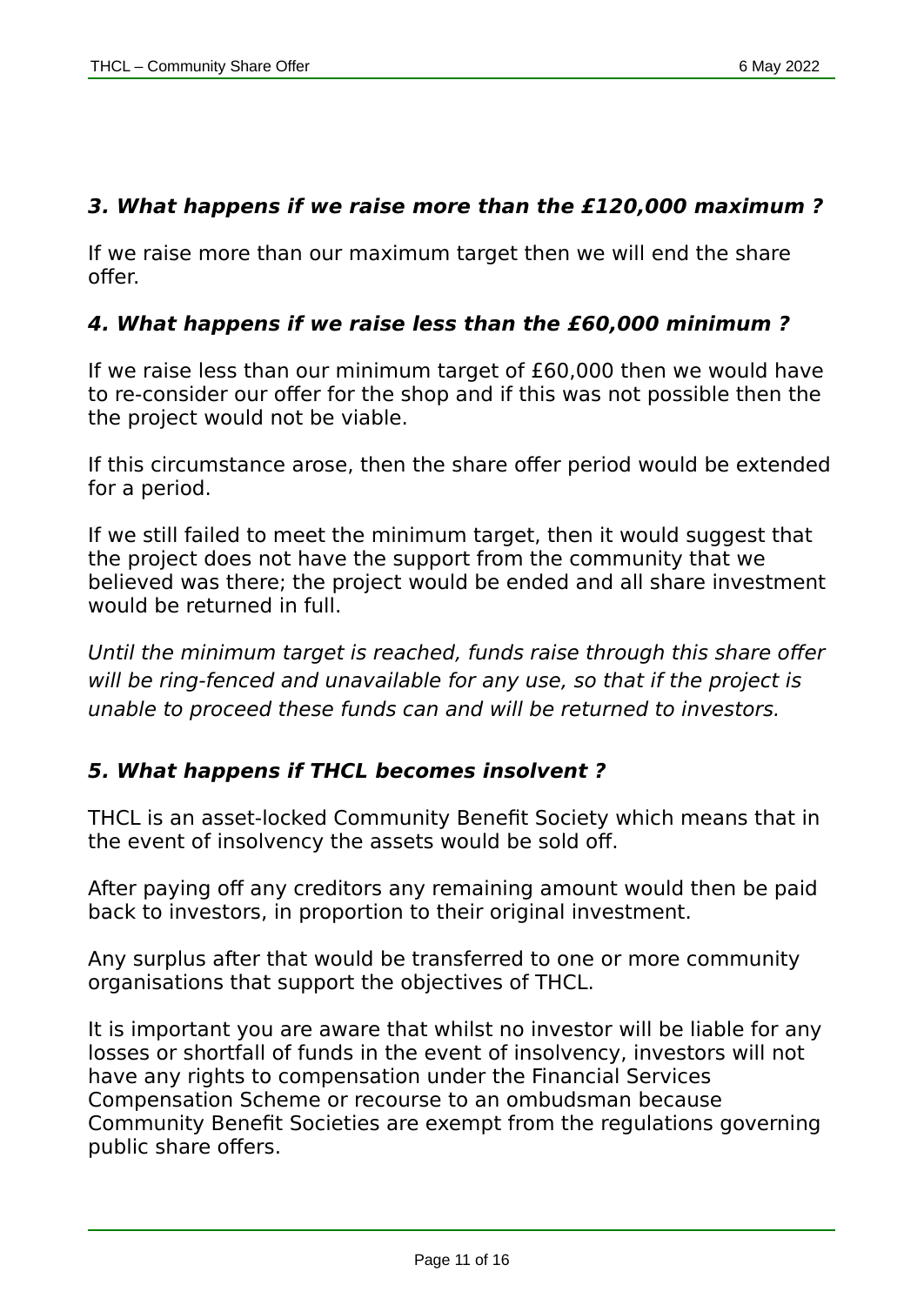### *3. What happens if we raise more than the £120,000 maximum ?*

If we raise more than our maximum target then we will end the share offer.

### *4. What happens if we raise less than the £60,000 minimum ?*

If we raise less than our minimum target of £60,000 then we would have to re-consider our offer for the shop and if this was not possible then the the project would not be viable.

If this circumstance arose, then the share offer period would be extended for a period.

If we still failed to meet the minimum target, then it would suggest that the project does not have the support from the community that we believed was there; the project would be ended and all share investment would be returned in full.

*Until the minimum target is reached, funds raise through this share offer will be ring-fenced and unavailable for any use, so that if the project is unable to proceed these funds can and will be returned to investors.*

### *5. What happens if THCL becomes insolvent ?*

THCL is an asset-locked Community Benefit Society which means that in the event of insolvency the assets would be sold off.

After paying off any creditors any remaining amount would then be paid back to investors, in proportion to their original investment.

Any surplus after that would be transferred to one or more community organisations that support the objectives of THCL.

It is important you are aware that whilst no investor will be liable for any losses or shortfall of funds in the event of insolvency, investors will not have any rights to compensation under the Financial Services Compensation Scheme or recourse to an ombudsman because Community Benefit Societies are exempt from the regulations governing public share offers.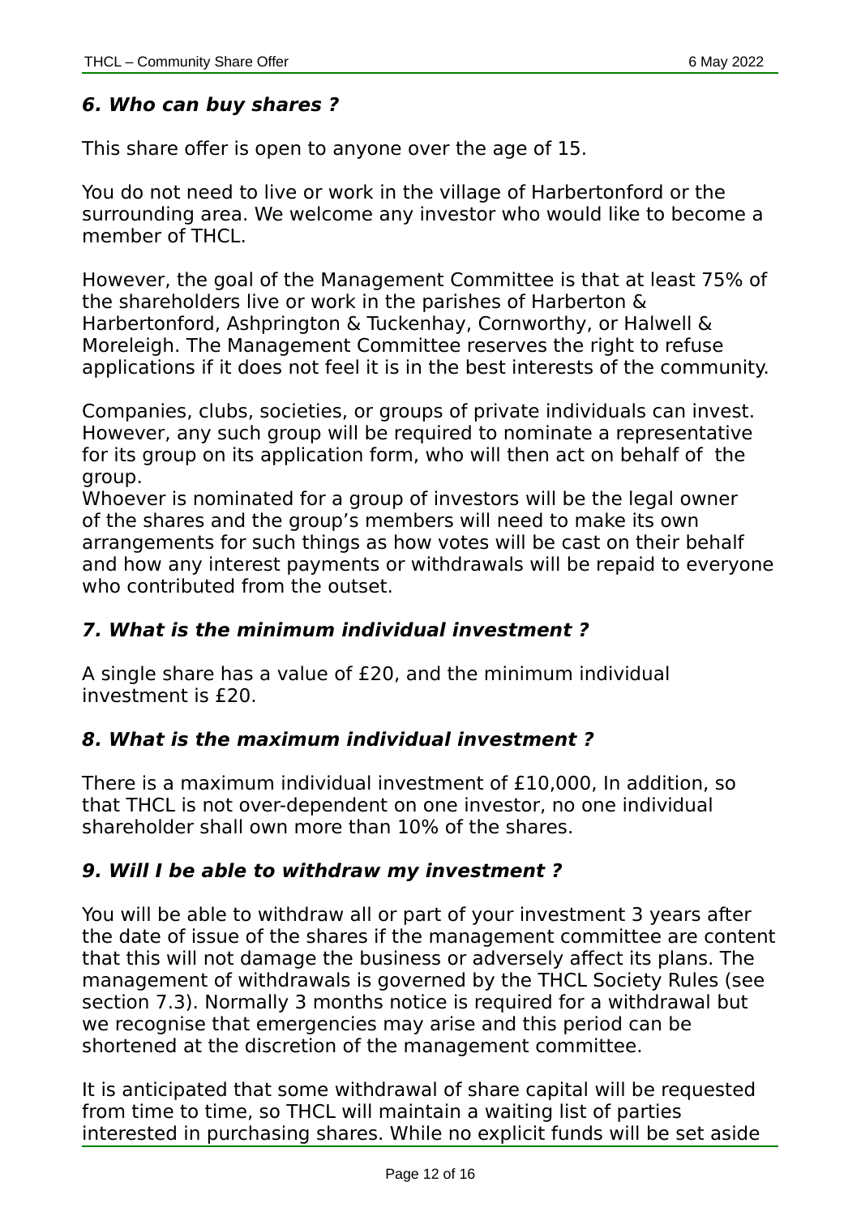### *6. Who can buy shares ?*

This share offer is open to anyone over the age of 15.

You do not need to live or work in the village of Harbertonford or the surrounding area. We welcome any investor who would like to become a member of THCL.

However, the goal of the Management Committee is that at least 75% of the shareholders live or work in the parishes of Harberton & Harbertonford, Ashprington & Tuckenhay, Cornworthy, or Halwell & Moreleigh. The Management Committee reserves the right to refuse applications if it does not feel it is in the best interests of the community.

Companies, clubs, societies, or groups of private individuals can invest. However, any such group will be required to nominate a representative for its group on its application form, who will then act on behalf of the group.
Whoever is nominated for a group of investors will be the legal owner of the shares and the group's members will need to make its own arrangements for such things as how votes will be cast on their behalf and how any interest payments or withdrawals will be repaid to everyone who contributed from the outset.

### *7. What is the minimum individual investment ?*

A single share has a value of £20, and the minimum individual investment is £20.

### *8. What is the maximum individual investment ?*

There is a maximum individual investment of £10,000, In addition, so that THCL is not over-dependent on one investor, no one individual shareholder shall own more than 10% of the shares.

### *9. Will I be able to withdraw my investment ?*

You will be able to withdraw all or part of your investment 3 years after the date of issue of the shares if the management committee are content that this will not damage the business or adversely affect its plans. The management of withdrawals is governed by the THCL Society Rules (see section 7.3). Normally 3 months notice is required for a withdrawal but we recognise that emergencies may arise and this period can be shortened at the discretion of the management committee.

It is anticipated that some withdrawal of share capital will be requested from time to time, so THCL will maintain a waiting list of parties interested in purchasing shares. While no explicit funds will be set aside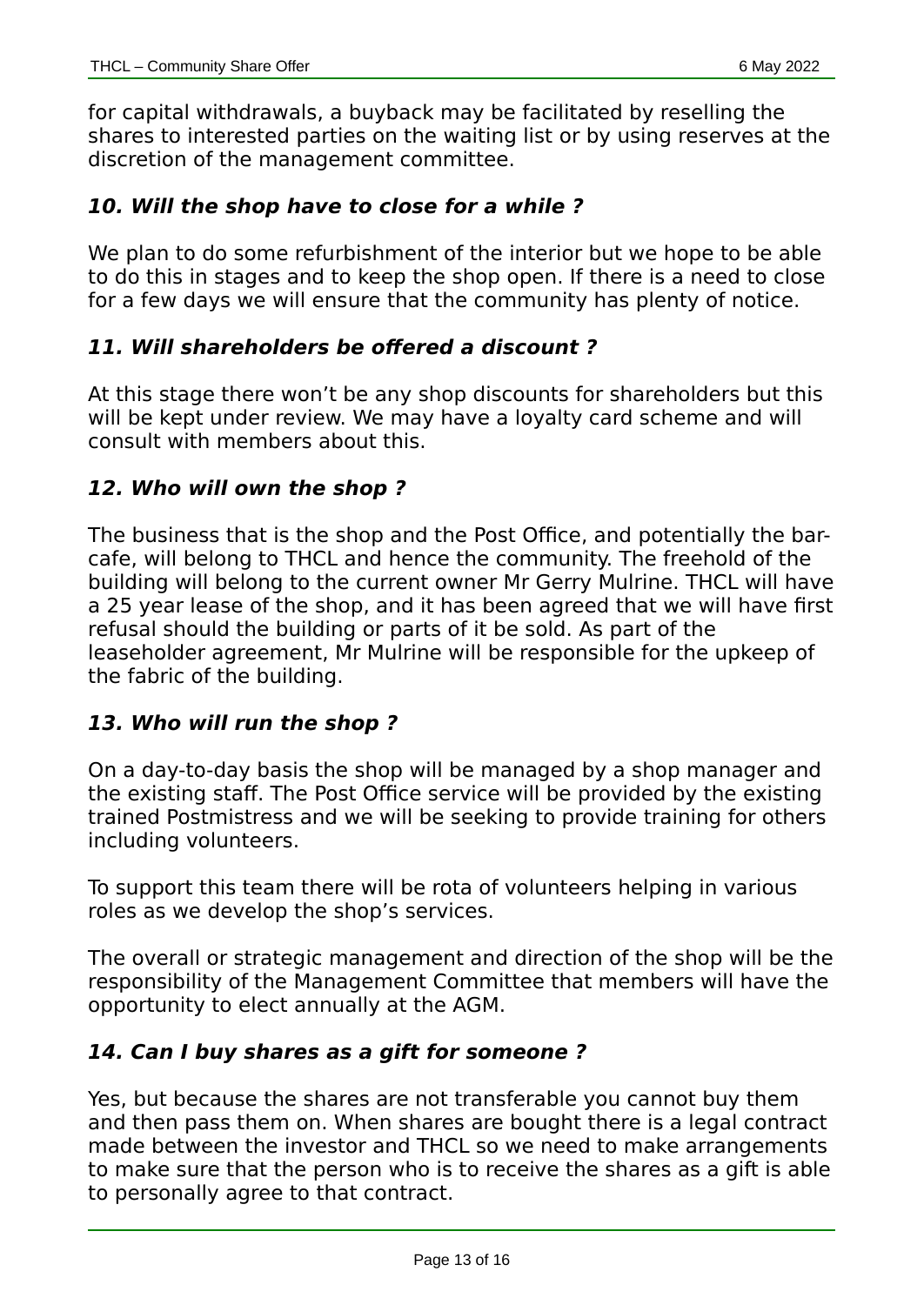for capital withdrawals, a buyback may be facilitated by reselling the shares to interested parties on the waiting list or by using reserves at the discretion of the management committee.

### *10. Will the shop have to close for a while ?*

We plan to do some refurbishment of the interior but we hope to be able to do this in stages and to keep the shop open. If there is a need to close for a few days we will ensure that the community has plenty of notice.

### *11. Will shareholders be offered a discount ?*

At this stage there won't be any shop discounts for shareholders but this will be kept under review. We may have a loyalty card scheme and will consult with members about this.

### *12. Who will own the shop ?*

The business that is the shop and the Post Office, and potentially the bar-cafe, will belong to THCL and hence the community. The freehold of the building will belong to the current owner Mr Gerry Mulrine. THCL will have a 25 year lease of the shop, and it has been agreed that we will have first refusal should the building or parts of it be sold. As part of the leaseholder agreement, Mr Mulrine will be responsible for the upkeep of the fabric of the building.

### *13. Who will run the shop ?*

On a day-to-day basis the shop will be managed by a shop manager and the existing staff. The Post Office service will be provided by the existing trained Postmistress and we will be seeking to provide training for others including volunteers.

To support this team there will be rota of volunteers helping in various roles as we develop the shop's services.

The overall or strategic management and direction of the shop will be the responsibility of the Management Committee that members will have the opportunity to elect annually at the AGM.

### *14. Can I buy shares as a gift for someone ?*

Yes, but because the shares are not transferable you cannot buy them and then pass them on. When shares are bought there is a legal contract made between the investor and THCL so we need to make arrangements to make sure that the person who is to receive the shares as a gift is able to personally agree to that contract.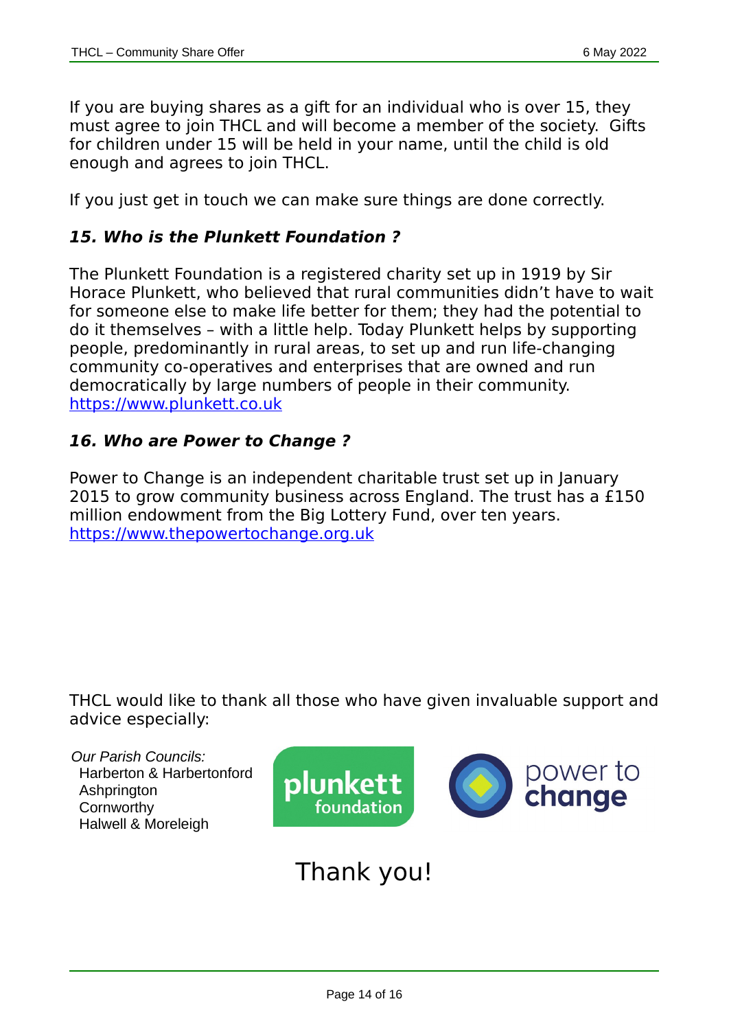If you are buying shares as a gift for an individual who is over 15, they must agree to join THCL and will become a member of the society. Gifts for children under 15 will be held in your name, until the child is old enough and agrees to join THCL.

If you just get in touch we can make sure things are done correctly.

### *15. Who is the Plunkett Foundation ?*

The Plunkett Foundation is a registered charity set up in 1919 by Sir Horace Plunkett, who believed that rural communities didn't have to wait for someone else to make life better for them; they had the potential to do it themselves – with a little help. Today Plunkett helps by supporting people, predominantly in rural areas, to set up and run life-changing community co-operatives and enterprises that are owned and run democratically by large numbers of people in their community. https://www.plunkett.co.uk

### *16. Who are Power to Change ?*

Power to Change is an independent charitable trust set up in January 2015 to grow community business across England. The trust has a £150 million endowment from the Big Lottery Fund, over ten years. https://www.thepowertochange.org.uk

THCL would like to thank all those who have given invaluable support and advice especially:

*Our Parish Councils:*
- Harberton & Harbertonford
- Ashprington
- Cornworthy
- Halwell & Moreleigh

plunkett foundation

power to change

Thank you!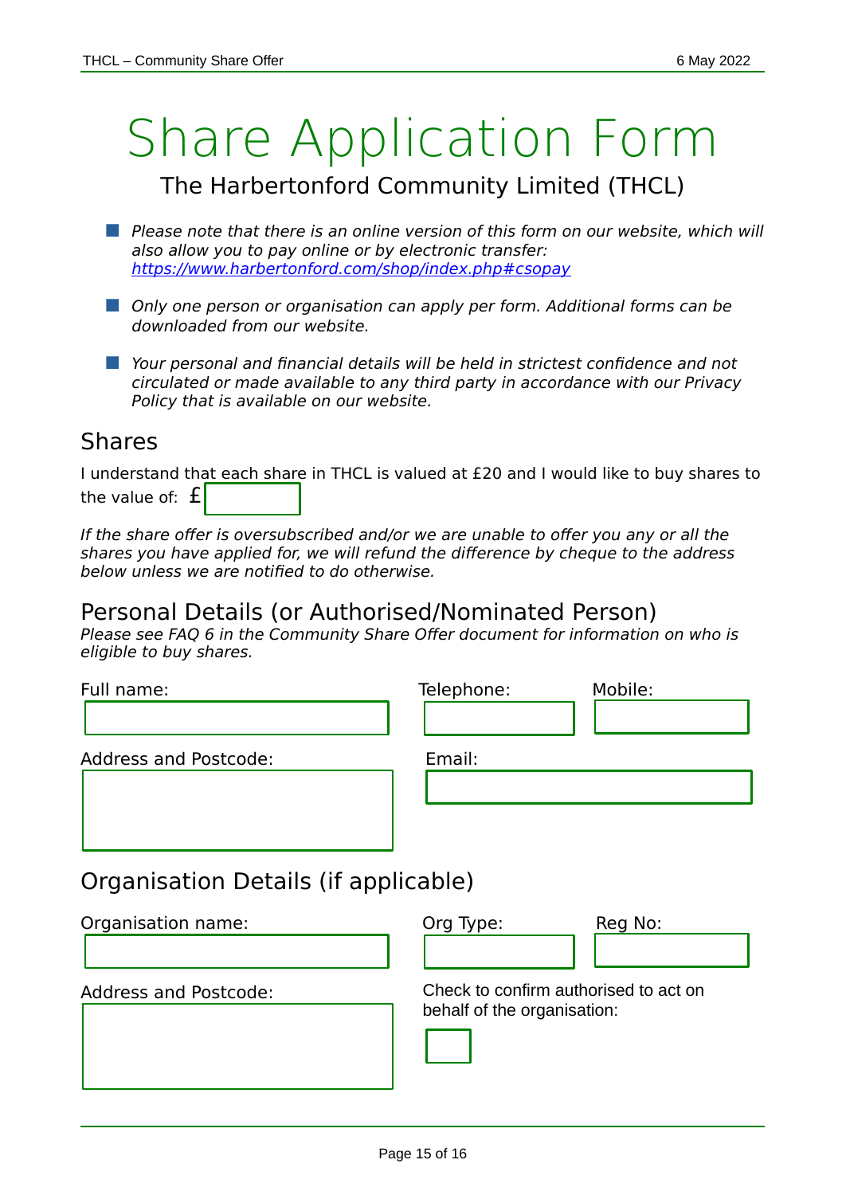# Share Application Form

The Harbertonford Community Limited (THCL)

- *Please note that there is an online version of this form on our website, which will also allow you to pay online or by electronic transfer: [https://www.harbertonford.com/shop/index.php#csopay](https://www.harbertonford.com/shop/index.php#csopay)*
- *Only one person or organisation can apply per form. Additional forms can be downloaded from our website.*
- *Your personal and financial details will be held in strictest confidence and not circulated or made available to any third party in accordance with our Privacy Policy that is available on our website.*

## Shares

I understand that each share in THCL is valued at £20 and I would like to buy shares to the value of: £ ________

*If the share offer is oversubscribed and/or we are unable to offer you any or all the shares you have applied for, we will refund the difference by cheque to the address below unless we are notified to do otherwise.*

## Personal Details (or Authorised/Nominated Person)

*Please see FAQ 6 in the Community Share Offer document for information on who is eligible to buy shares.*

Full name: ________

Telephone: ________

Mobile: ________

Address and Postcode: ________

Email: ________

## Organisation Details (if applicable)

Organisation name: ________

Org Type: ________

Reg No: ________

Address and Postcode: ________

Check to confirm authorised to act on behalf of the organisation: ☐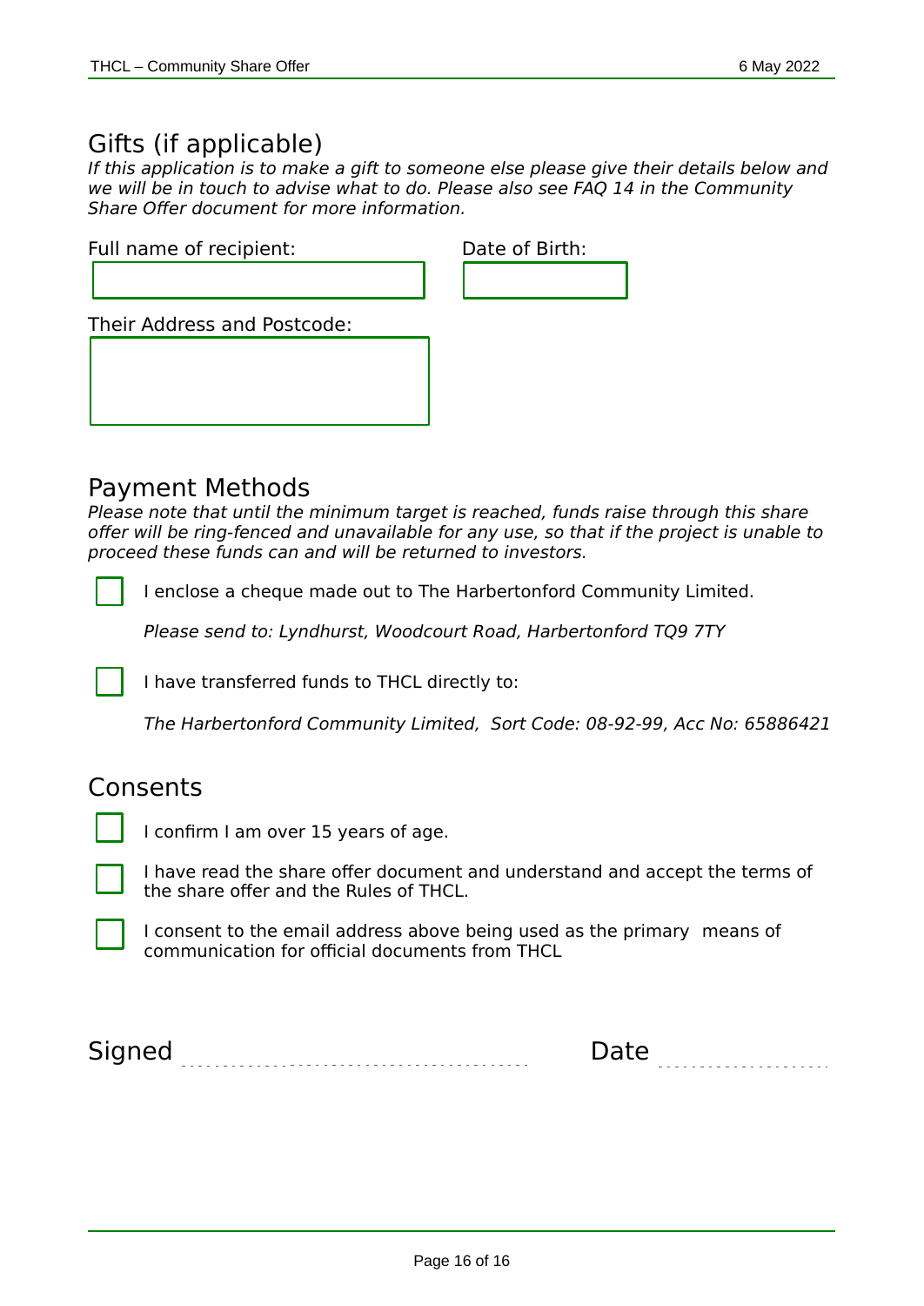## Gifts (if applicable)

*If this application is to make a gift to someone else please give their details below and we will be in touch to advise what to do. Please also see FAQ 14 in the Community Share Offer document for more information.*

Full name of recipient:

Date of Birth:

Their Address and Postcode:

## Payment Methods

*Please note that until the minimum target is reached, funds raise through this share offer will be ring-fenced and unavailable for any use, so that if the project is unable to proceed these funds can and will be returned to investors.*

- [ ] I enclose a cheque made out to The Harbertonford Community Limited.

  *Please send to: Lyndhurst, Woodcourt Road, Harbertonford TQ9 7TY*

- [ ] I have transferred funds to THCL directly to:

  *The Harbertonford Community Limited, Sort Code: 08-92-99, Acc No: 65886421*

## Consents

- [ ] I confirm I am over 15 years of age.
- [ ] I have read the share offer document and understand and accept the terms of the share offer and the Rules of THCL.
- [ ] I consent to the email address above being used as the primary means of communication for official documents from THCL

Signed ................................................ Date ........................